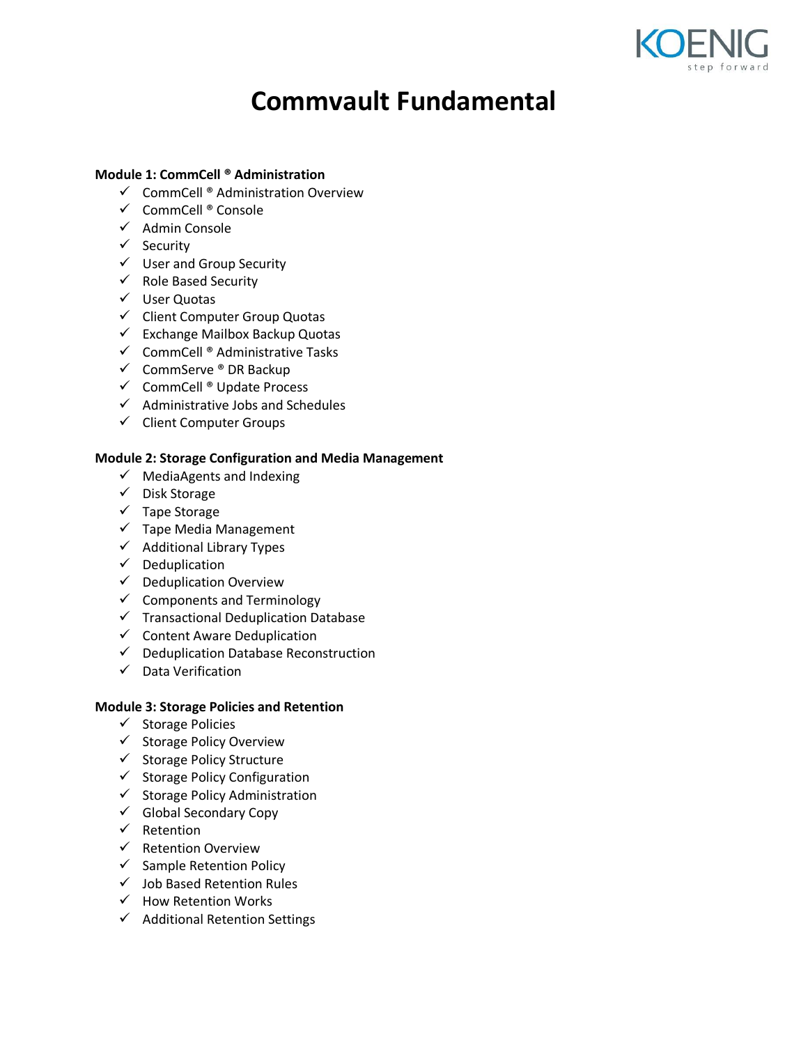# Commvault Fundamental

**Module 1: CommCell ® Administration**

- ✓ CommCell ® Administration Overview
- ✓ CommCell ® Console
- ✓ Admin Console
- ✓ Security
- ✓ User and Group Security
- ✓ Role Based Security
- ✓ User Quotas
- ✓ Client Computer Group Quotas
- ✓ Exchange Mailbox Backup Quotas
- ✓ CommCell ® Administrative Tasks
- ✓ CommServe ® DR Backup
- ✓ CommCell ® Update Process
- ✓ Administrative Jobs and Schedules
- ✓ Client Computer Groups

**Module 2: Storage Configuration and Media Management**

- ✓ MediaAgents and Indexing
- ✓ Disk Storage
- ✓ Tape Storage
- ✓ Tape Media Management
- ✓ Additional Library Types
- ✓ Deduplication
- ✓ Deduplication Overview
- ✓ Components and Terminology
- ✓ Transactional Deduplication Database
- ✓ Content Aware Deduplication
- ✓ Deduplication Database Reconstruction
- ✓ Data Verification

**Module 3: Storage Policies and Retention**

- ✓ Storage Policies
- ✓ Storage Policy Overview
- ✓ Storage Policy Structure
- ✓ Storage Policy Configuration
- ✓ Storage Policy Administration
- ✓ Global Secondary Copy
- ✓ Retention
- ✓ Retention Overview
- ✓ Sample Retention Policy
- ✓ Job Based Retention Rules
- ✓ How Retention Works
- ✓ Additional Retention Settings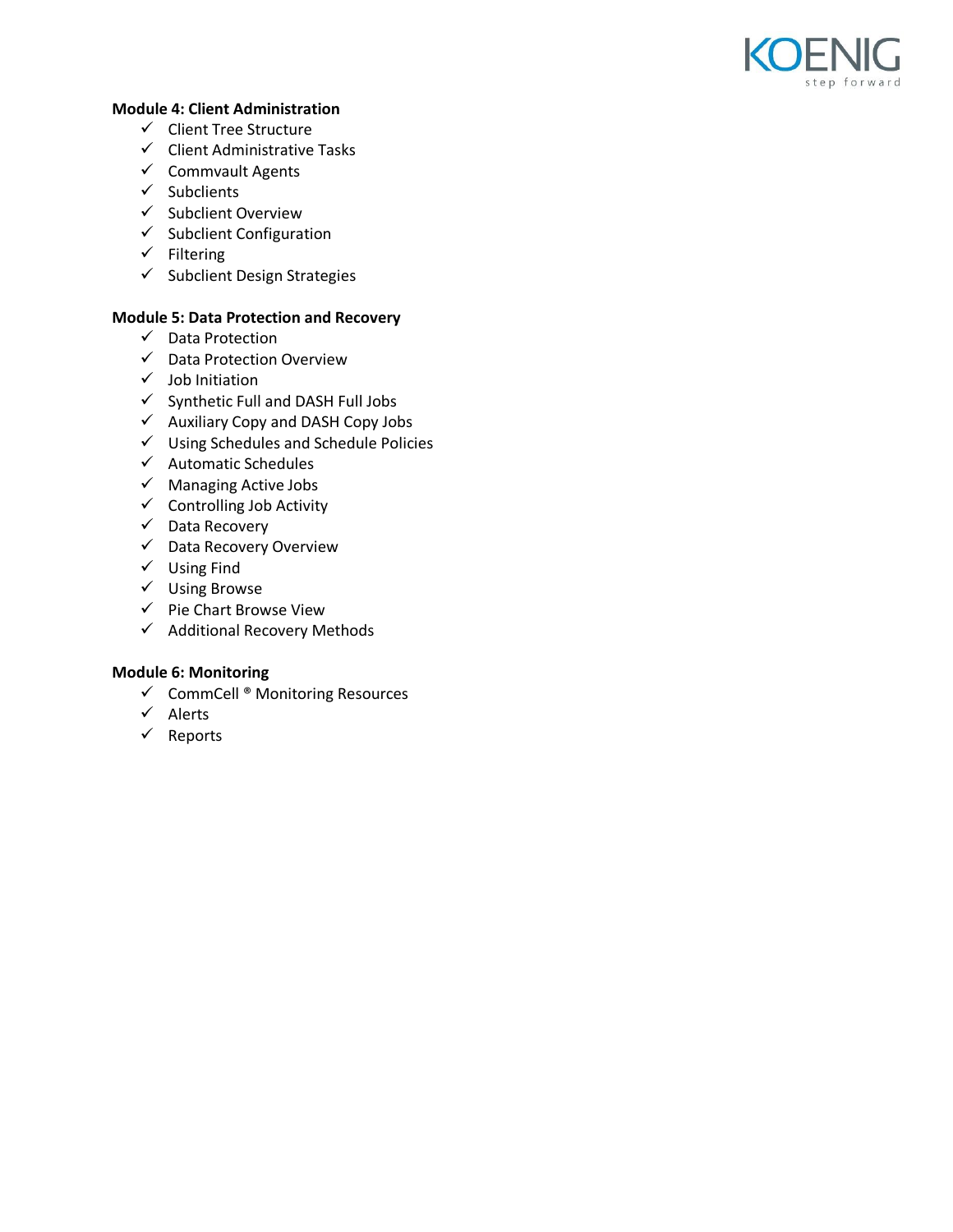**Module 4: Client Administration**

- ✓ Client Tree Structure
- ✓ Client Administrative Tasks
- ✓ Commvault Agents
- ✓ Subclients
- ✓ Subclient Overview
- ✓ Subclient Configuration
- ✓ Filtering
- ✓ Subclient Design Strategies

**Module 5: Data Protection and Recovery**

- ✓ Data Protection
- ✓ Data Protection Overview
- ✓ Job Initiation
- ✓ Synthetic Full and DASH Full Jobs
- ✓ Auxiliary Copy and DASH Copy Jobs
- ✓ Using Schedules and Schedule Policies
- ✓ Automatic Schedules
- ✓ Managing Active Jobs
- ✓ Controlling Job Activity
- ✓ Data Recovery
- ✓ Data Recovery Overview
- ✓ Using Find
- ✓ Using Browse
- ✓ Pie Chart Browse View
- ✓ Additional Recovery Methods

**Module 6: Monitoring**

- ✓ CommCell ® Monitoring Resources
- ✓ Alerts
- ✓ Reports